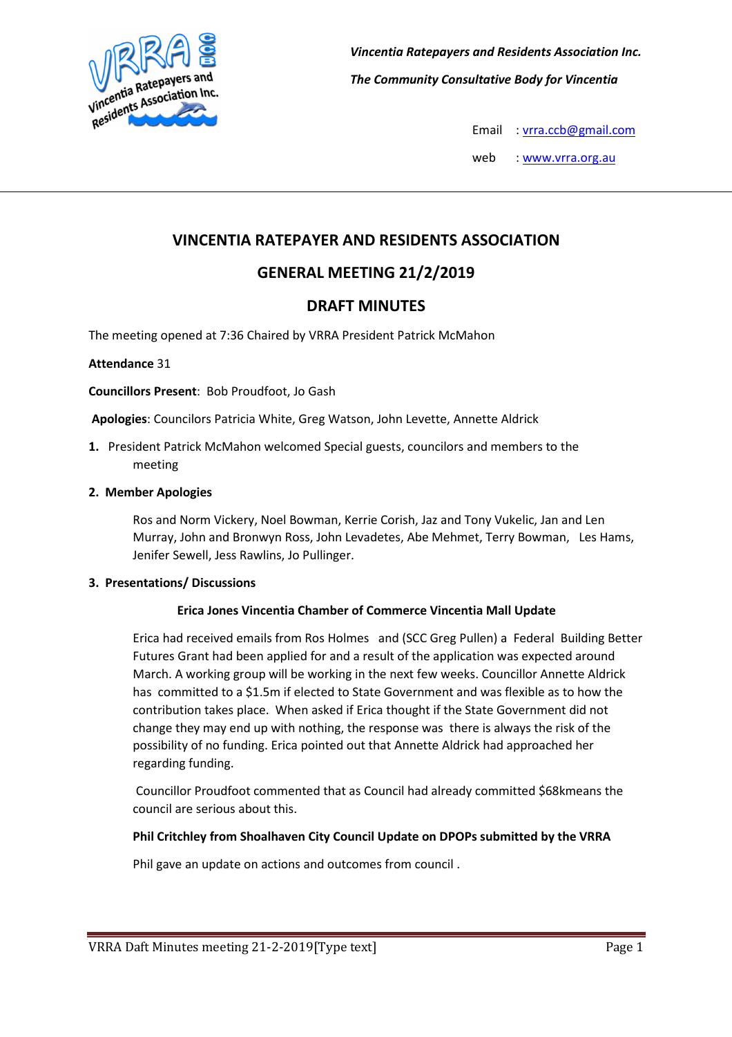*Vincentia Ratepayers and Residents Association Inc.*

*The Community Consultative Body for Vincentia*

Email : vrra.ccb@gmail.com

web : www.vrra.org.au

## VINCENTIA RATEPAYER AND RESIDENTS ASSOCIATION

## GENERAL MEETING 21/2/2019

## DRAFT MINUTES

The meeting opened at 7:36 Chaired by VRRA President Patrick McMahon

**Attendance** 31

**Councillors Present**: Bob Proudfoot, Jo Gash

**Apologies**: Councilors Patricia White, Greg Watson, John Levette, Annette Aldrick

1. President Patrick McMahon welcomed Special guests, councilors and members to the meeting

2. **Member Apologies**

   Ros and Norm Vickery, Noel Bowman, Kerrie Corish, Jaz and Tony Vukelic, Jan and Len Murray, John and Bronwyn Ross, John Levadetes, Abe Mehmet, Terry Bowman, Les Hams, Jenifer Sewell, Jess Rawlins, Jo Pullinger.

3. **Presentations/ Discussions**

   **Erica Jones Vincentia Chamber of Commerce Vincentia Mall Update**

   Erica had received emails from Ros Holmes and (SCC Greg Pullen) a Federal Building Better Futures Grant had been applied for and a result of the application was expected around March. A working group will be working in the next few weeks. Councillor Annette Aldrick has committed to a $1.5m if elected to State Government and was flexible as to how the contribution takes place. When asked if Erica thought if the State Government did not change they may end up with nothing, the response was there is always the risk of the possibility of no funding. Erica pointed out that Annette Aldrick had approached her regarding funding.

   Councillor Proudfoot commented that as Council had already committed $68kmeans the council are serious about this.

   **Phil Critchley from Shoalhaven City Council Update on DPOPs submitted by the VRRA**

   Phil gave an update on actions and outcomes from council .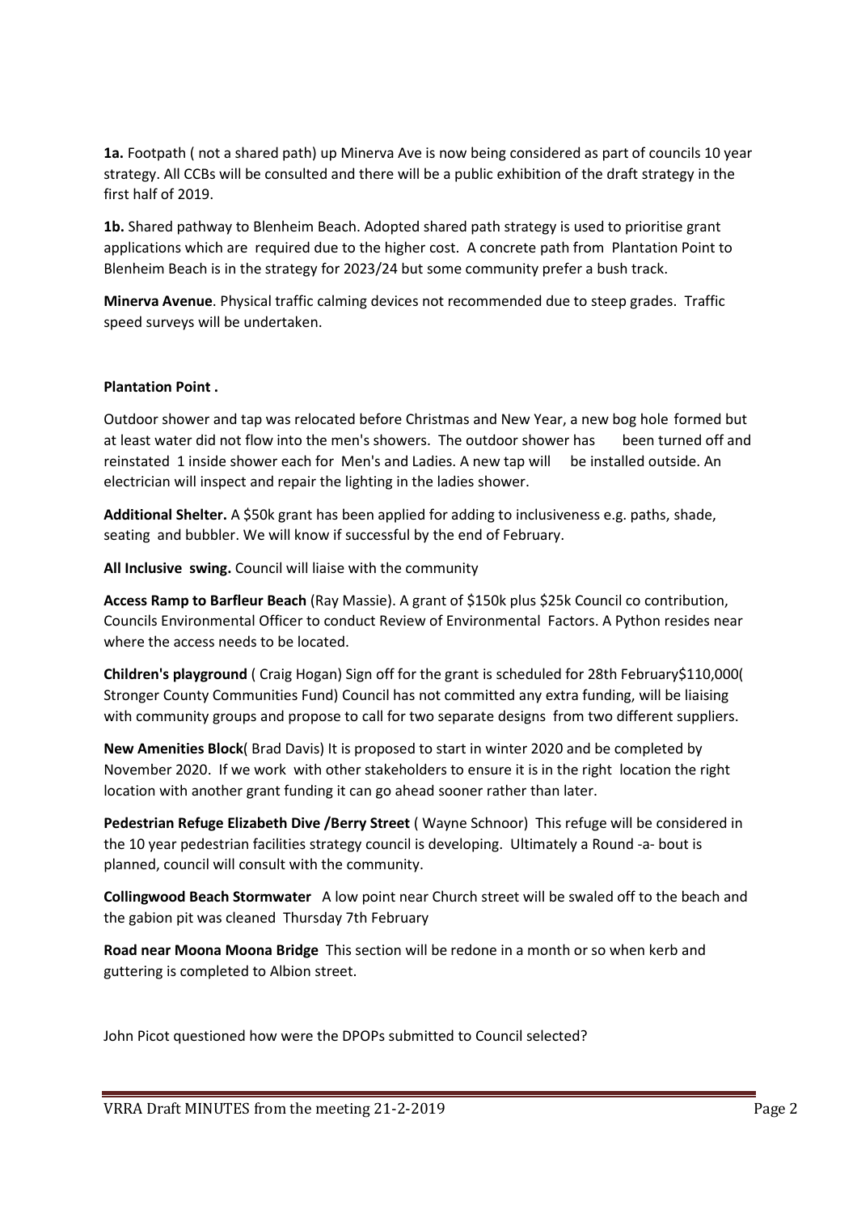**1a.** Footpath ( not a shared path) up Minerva Ave is now being considered as part of councils 10 year strategy. All CCBs will be consulted and there will be a public exhibition of the draft strategy in the first half of 2019.

**1b.** Shared pathway to Blenheim Beach. Adopted shared path strategy is used to prioritise grant applications which are required due to the higher cost. A concrete path from Plantation Point to Blenheim Beach is in the strategy for 2023/24 but some community prefer a bush track.

**Minerva Avenue**. Physical traffic calming devices not recommended due to steep grades. Traffic speed surveys will be undertaken.

**Plantation Point .**

Outdoor shower and tap was relocated before Christmas and New Year, a new bog hole formed but at least water did not flow into the men's showers. The outdoor shower has been turned off and reinstated 1 inside shower each for Men's and Ladies. A new tap will be installed outside. An electrician will inspect and repair the lighting in the ladies shower.

**Additional Shelter.** A $50k grant has been applied for adding to inclusiveness e.g. paths, shade, seating and bubbler. We will know if successful by the end of February.

**All Inclusive swing.** Council will liaise with the community

**Access Ramp to Barfleur Beach** (Ray Massie). A grant of $150k plus $25k Council co contribution, Councils Environmental Officer to conduct Review of Environmental Factors. A Python resides near where the access needs to be located.

**Children's playground** ( Craig Hogan) Sign off for the grant is scheduled for 28th February$110,000( Stronger County Communities Fund) Council has not committed any extra funding, will be liaising with community groups and propose to call for two separate designs from two different suppliers.

**New Amenities Block**( Brad Davis) It is proposed to start in winter 2020 and be completed by November 2020. If we work with other stakeholders to ensure it is in the right location the right location with another grant funding it can go ahead sooner rather than later.

**Pedestrian Refuge Elizabeth Dive /Berry Street** ( Wayne Schnoor) This refuge will be considered in the 10 year pedestrian facilities strategy council is developing. Ultimately a Round -a- bout is planned, council will consult with the community.

**Collingwood Beach Stormwater** A low point near Church street will be swaled off to the beach and the gabion pit was cleaned Thursday 7th February

**Road near Moona Moona Bridge** This section will be redone in a month or so when kerb and guttering is completed to Albion street.

John Picot questioned how were the DPOPs submitted to Council selected?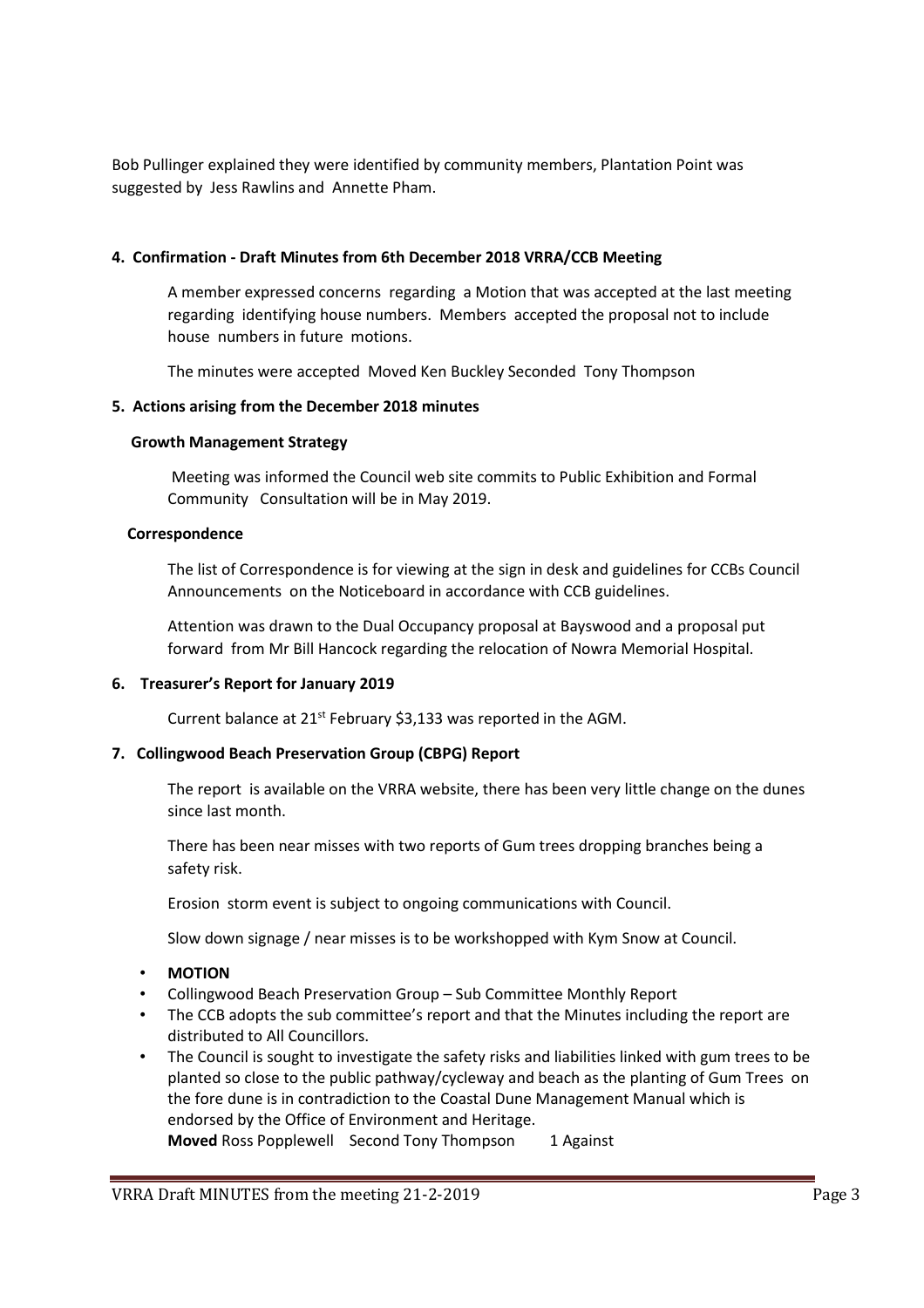Bob Pullinger explained they were identified by community members, Plantation Point was suggested by Jess Rawlins and Annette Pham.

## 4. Confirmation - Draft Minutes from 6th December 2018 VRRA/CCB Meeting

A member expressed concerns regarding a Motion that was accepted at the last meeting regarding identifying house numbers. Members accepted the proposal not to include house numbers in future motions.

The minutes were accepted Moved Ken Buckley Seconded Tony Thompson

## 5. Actions arising from the December 2018 minutes

### Growth Management Strategy

Meeting was informed the Council web site commits to Public Exhibition and Formal Community Consultation will be in May 2019.

### Correspondence

The list of Correspondence is for viewing at the sign in desk and guidelines for CCBs Council Announcements on the Noticeboard in accordance with CCB guidelines.

Attention was drawn to the Dual Occupancy proposal at Bayswood and a proposal put forward from Mr Bill Hancock regarding the relocation of Nowra Memorial Hospital.

## 6. Treasurer's Report for January 2019

Current balance at 21st February $3,133 was reported in the AGM.

## 7. Collingwood Beach Preservation Group (CBPG) Report

The report is available on the VRRA website, there has been very little change on the dunes since last month.

There has been near misses with two reports of Gum trees dropping branches being a safety risk.

Erosion storm event is subject to ongoing communications with Council.

Slow down signage / near misses is to be workshopped with Kym Snow at Council.

- **MOTION**
- Collingwood Beach Preservation Group – Sub Committee Monthly Report
- The CCB adopts the sub committee's report and that the Minutes including the report are distributed to All Councillors.
- The Council is sought to investigate the safety risks and liabilities linked with gum trees to be planted so close to the public pathway/cycleway and beach as the planting of Gum Trees on the fore dune is in contradiction to the Coastal Dune Management Manual which is endorsed by the Office of Environment and Heritage.

  **Moved** Ross Popplewell Second Tony Thompson 1 Against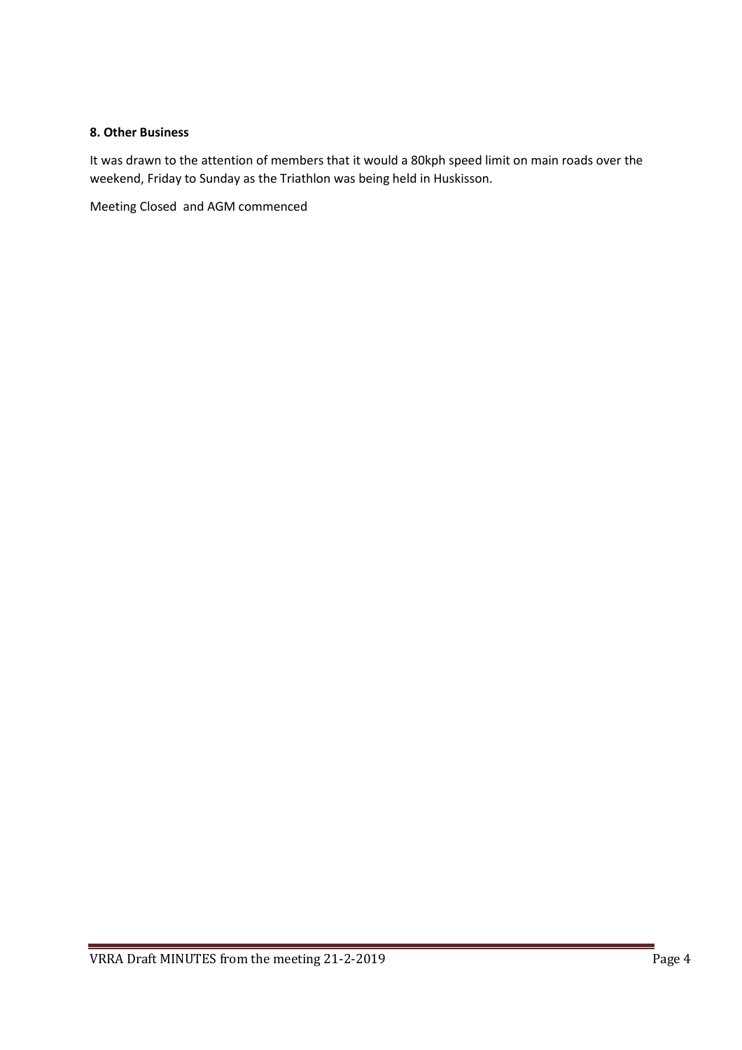**8. Other Business**

It was drawn to the attention of members that it would a 80kph speed limit on main roads over the weekend, Friday to Sunday as the Triathlon was being held in Huskisson.

Meeting Closed and AGM commenced